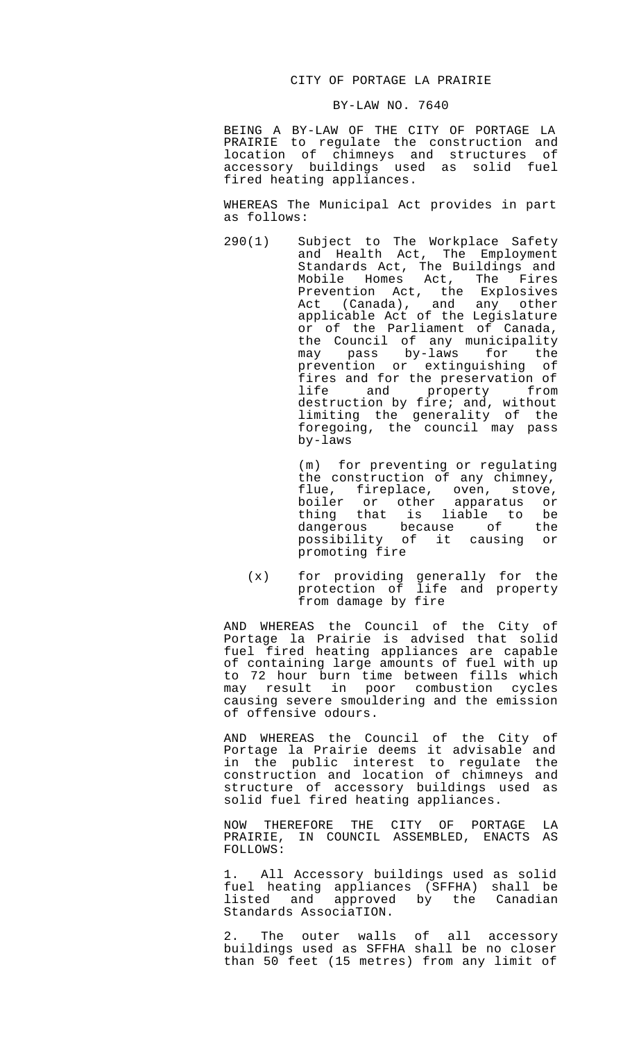# CITY OF PORTAGE LA PRAIRIE

## BY-LAW NO. 7640

BEING A BY-LAW OF THE CITY OF PORTAGE LA PRAIRIE to regulate the construction and location of chimneys and structures of accessory buildings used as solid fuel fired heating appliances.

WHEREAS The Municipal Act provides in part as follows:

290(1) Subject to The Workplace Safety and Health Act, The Employment Standards Act, The Buildings and Mobile Homes Act, The Fires Prevention Act, the Explosives Act (Canada), and any other applicable Act of the Legislature or of the Parliament of Canada, the Council of any municipality may pass by-laws for the prevention or extinguishing of fires and for the preservation of life and property from destruction by fire; and, without limiting the generality of the foregoing, the council may pass by-laws

(m) for preventing or regulating the construction of any chimney, flue, fireplace, oven, stove, boiler or other apparatus or thing that is liable to be dangerous because of the possibility of it causing or promoting fire

(x) for providing generally for the protection of life and property from damage by fire

AND WHEREAS the Council of the City of Portage la Prairie is advised that solid fuel fired heating appliances are capable of containing large amounts of fuel with up to 72 hour burn time between fills which may result in poor combustion cycles causing severe smouldering and the emission of offensive odours.

AND WHEREAS the Council of the City of Portage la Prairie deems it advisable and in the public interest to regulate the construction and location of chimneys and structure of accessory buildings used as solid fuel fired heating appliances.

NOW THEREFORE THE CITY OF PORTAGE LA PRAIRIE, IN COUNCIL ASSEMBLED, ENACTS AS FOLLOWS:

1. All Accessory buildings used as solid fuel heating appliances (SFFHA) shall be listed and approved by the Canadian Standards AssociaTION.

2. The outer walls of all accessory buildings used as SFFHA shall be no closer than 50 feet (15 metres) from any limit of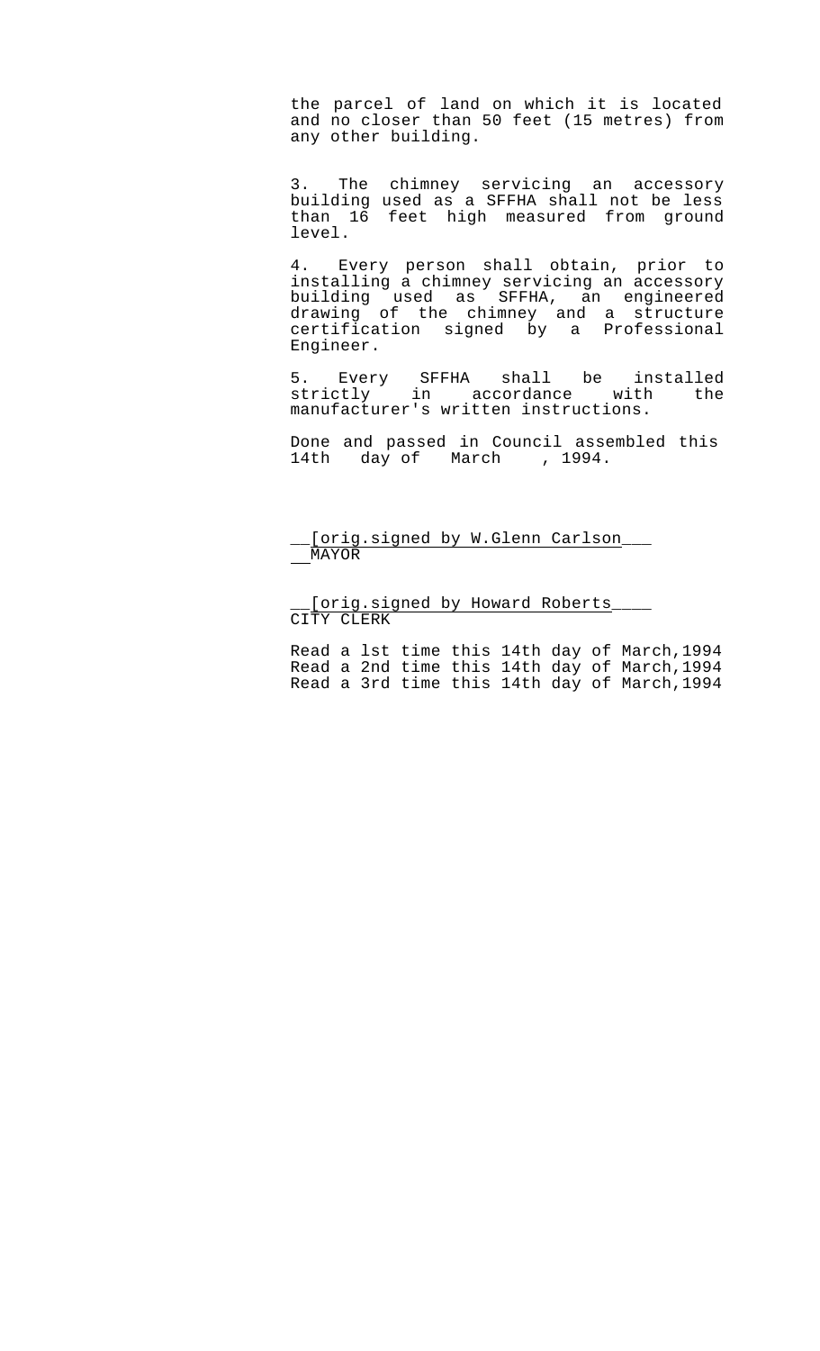the parcel of land on which it is located and no closer than 50 feet (15 metres) from any other building.

3. The chimney servicing an accessory building used as a SFFHA shall not be less than 16 feet high measured from ground level.

4. Every person shall obtain, prior to installing a chimney servicing an accessory building used as SFFHA, an engineered drawing of the chimney and a structure certification signed by a Professional Engineer.

5. Every SFFHA shall be installed strictly in accordance with the manufacturer's written instructions.

Done and passed in Council assembled this 14th day of March , 1994.

__[orig.signed by W.Glenn Carlson___
__MAYOR

__[orig.signed by Howard Roberts____
CITY CLERK

Read a lst time this 14th day of March,1994
Read a 2nd time this 14th day of March,1994
Read a 3rd time this 14th day of March,1994